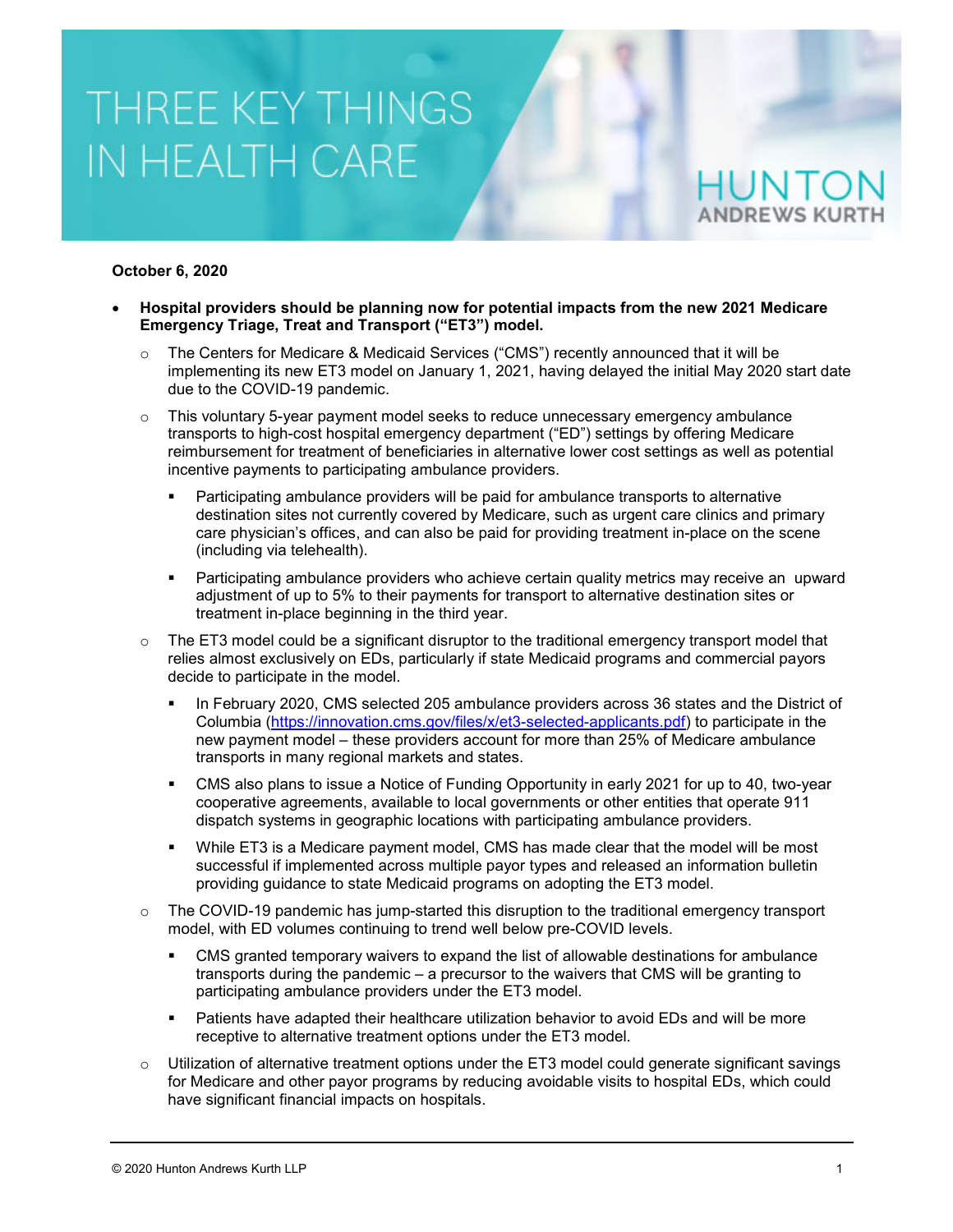# THREE KEY THINGS IN HEALTH CARE

HUNTON ANDREWS KURTH

**October 6, 2020**

- **Hospital providers should be planning now for potential impacts from the new 2021 Medicare Emergency Triage, Treat and Transport ("ET3") model.**
  - The Centers for Medicare & Medicaid Services ("CMS") recently announced that it will be implementing its new ET3 model on January 1, 2021, having delayed the initial May 2020 start date due to the COVID-19 pandemic.
  - This voluntary 5-year payment model seeks to reduce unnecessary emergency ambulance transports to high-cost hospital emergency department ("ED") settings by offering Medicare reimbursement for treatment of beneficiaries in alternative lower cost settings as well as potential incentive payments to participating ambulance providers.
    - Participating ambulance providers will be paid for ambulance transports to alternative destination sites not currently covered by Medicare, such as urgent care clinics and primary care physician's offices, and can also be paid for providing treatment in-place on the scene (including via telehealth).
    - Participating ambulance providers who achieve certain quality metrics may receive an upward adjustment of up to 5% to their payments for transport to alternative destination sites or treatment in-place beginning in the third year.
  - The ET3 model could be a significant disruptor to the traditional emergency transport model that relies almost exclusively on EDs, particularly if state Medicaid programs and commercial payors decide to participate in the model.
    - In February 2020, CMS selected 205 ambulance providers across 36 states and the District of Columbia (https://innovation.cms.gov/files/x/et3-selected-applicants.pdf) to participate in the new payment model – these providers account for more than 25% of Medicare ambulance transports in many regional markets and states.
    - CMS also plans to issue a Notice of Funding Opportunity in early 2021 for up to 40, two-year cooperative agreements, available to local governments or other entities that operate 911 dispatch systems in geographic locations with participating ambulance providers.
    - While ET3 is a Medicare payment model, CMS has made clear that the model will be most successful if implemented across multiple payor types and released an information bulletin providing guidance to state Medicaid programs on adopting the ET3 model.
  - The COVID-19 pandemic has jump-started this disruption to the traditional emergency transport model, with ED volumes continuing to trend well below pre-COVID levels.
    - CMS granted temporary waivers to expand the list of allowable destinations for ambulance transports during the pandemic – a precursor to the waivers that CMS will be granting to participating ambulance providers under the ET3 model.
    - Patients have adapted their healthcare utilization behavior to avoid EDs and will be more receptive to alternative treatment options under the ET3 model.
  - Utilization of alternative treatment options under the ET3 model could generate significant savings for Medicare and other payor programs by reducing avoidable visits to hospital EDs, which could have significant financial impacts on hospitals.

© 2020 Hunton Andrews Kurth LLP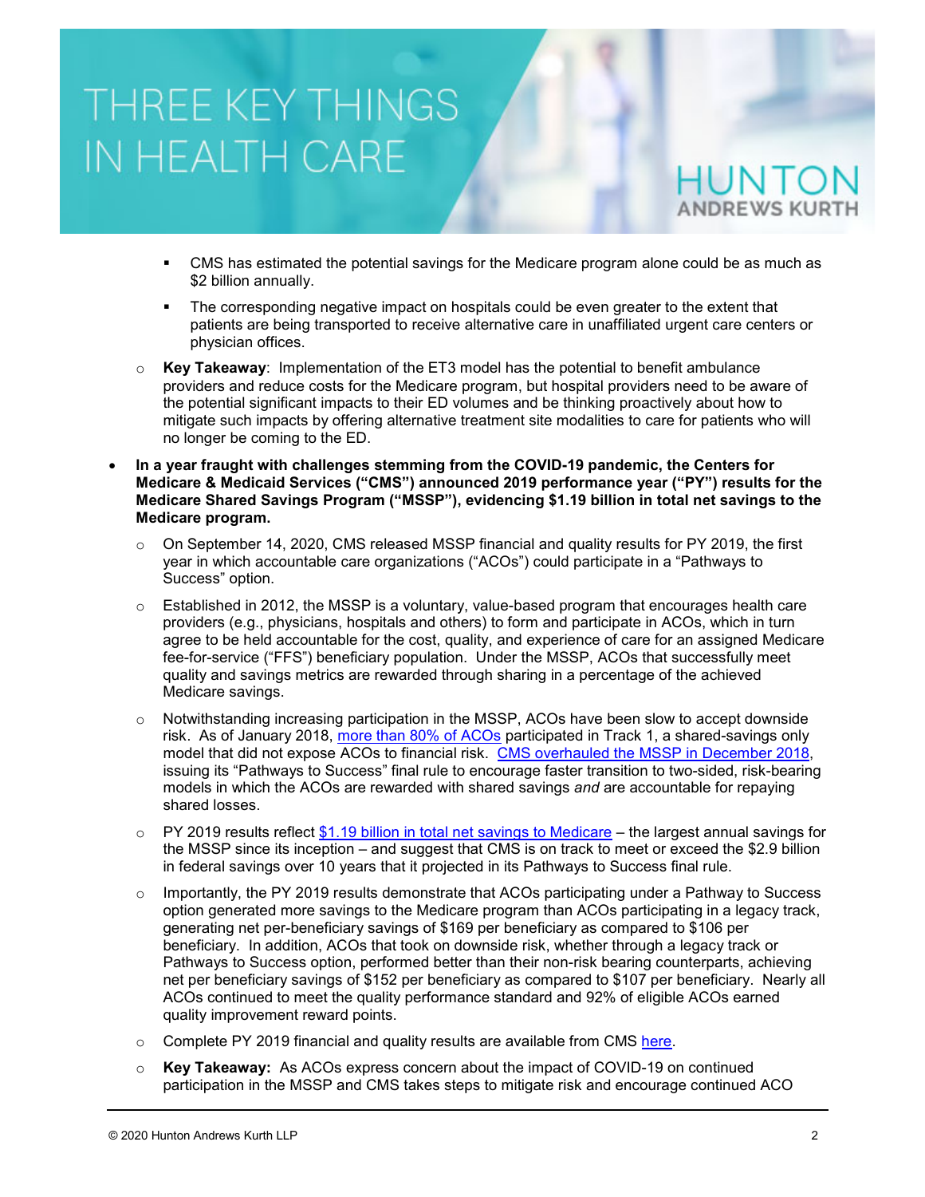- CMS has estimated the potential savings for the Medicare program alone could be as much as $2 billion annually.
    - The corresponding negative impact on hospitals could be even greater to the extent that patients are being transported to receive alternative care in unaffiliated urgent care centers or physician offices.
  - **Key Takeaway**: Implementation of the ET3 model has the potential to benefit ambulance providers and reduce costs for the Medicare program, but hospital providers need to be aware of the potential significant impacts to their ED volumes and be thinking proactively about how to mitigate such impacts by offering alternative treatment site modalities to care for patients who will no longer be coming to the ED.

- **In a year fraught with challenges stemming from the COVID-19 pandemic, the Centers for Medicare & Medicaid Services ("CMS") announced 2019 performance year ("PY") results for the Medicare Shared Savings Program ("MSSP"), evidencing $1.19 billion in total net savings to the Medicare program.**
  - On September 14, 2020, CMS released MSSP financial and quality results for PY 2019, the first year in which accountable care organizations ("ACOs") could participate in a "Pathways to Success" option.
  - Established in 2012, the MSSP is a voluntary, value-based program that encourages health care providers (e.g., physicians, hospitals and others) to form and participate in ACOs, which in turn agree to be held accountable for the cost, quality, and experience of care for an assigned Medicare fee-for-service ("FFS") beneficiary population. Under the MSSP, ACOs that successfully meet quality and savings metrics are rewarded through sharing in a percentage of the achieved Medicare savings.
  - Notwithstanding increasing participation in the MSSP, ACOs have been slow to accept downside risk. As of January 2018, more than 80% of ACOs participated in Track 1, a shared-savings only model that did not expose ACOs to financial risk. CMS overhauled the MSSP in December 2018, issuing its "Pathways to Success" final rule to encourage faster transition to two-sided, risk-bearing models in which the ACOs are rewarded with shared savings *and* are accountable for repaying shared losses.
  - PY 2019 results reflect $1.19 billion in total net savings to Medicare – the largest annual savings for the MSSP since its inception – and suggest that CMS is on track to meet or exceed the $2.9 billion in federal savings over 10 years that it projected in its Pathways to Success final rule.
  - Importantly, the PY 2019 results demonstrate that ACOs participating under a Pathway to Success option generated more savings to the Medicare program than ACOs participating in a legacy track, generating net per-beneficiary savings of $169 per beneficiary as compared to $106 per beneficiary. In addition, ACOs that took on downside risk, whether through a legacy track or Pathways to Success option, performed better than their non-risk bearing counterparts, achieving net per beneficiary savings of $152 per beneficiary as compared to $107 per beneficiary. Nearly all ACOs continued to meet the quality performance standard and 92% of eligible ACOs earned quality improvement reward points.
  - Complete PY 2019 financial and quality results are available from CMS here.
  - **Key Takeaway:** As ACOs express concern about the impact of COVID-19 on continued participation in the MSSP and CMS takes steps to mitigate risk and encourage continued ACO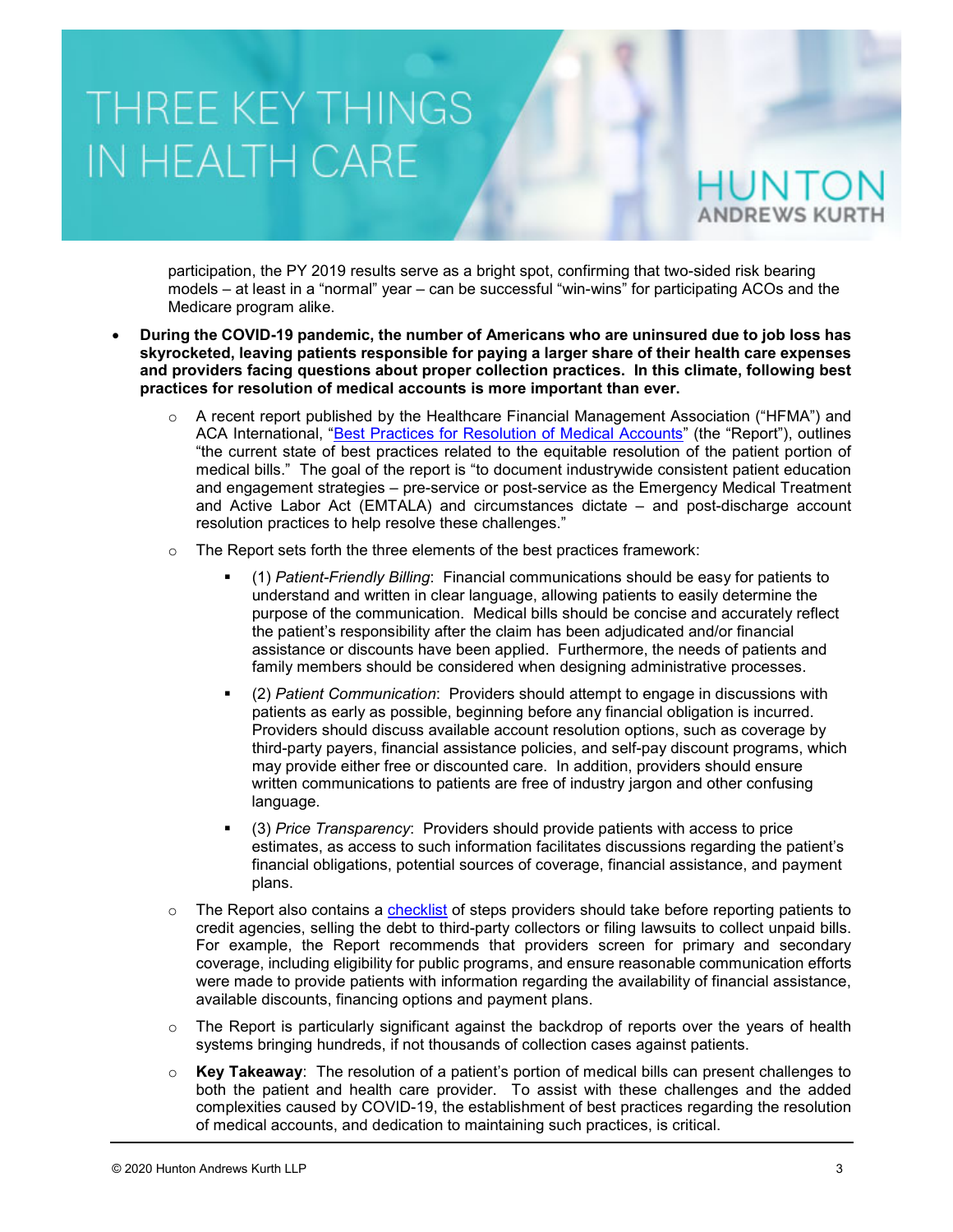participation, the PY 2019 results serve as a bright spot, confirming that two-sided risk bearing models – at least in a "normal" year – can be successful "win-wins" for participating ACOs and the Medicare program alike.

- **During the COVID-19 pandemic, the number of Americans who are uninsured due to job loss has skyrocketed, leaving patients responsible for paying a larger share of their health care expenses and providers facing questions about proper collection practices. In this climate, following best practices for resolution of medical accounts is more important than ever.**
  - A recent report published by the Healthcare Financial Management Association ("HFMA") and ACA International, "[Best Practices for Resolution of Medical Accounts]()" (the "Report"), outlines "the current state of best practices related to the equitable resolution of the patient portion of medical bills." The goal of the report is "to document industrywide consistent patient education and engagement strategies – pre-service or post-service as the Emergency Medical Treatment and Active Labor Act (EMTALA) and circumstances dictate – and post-discharge account resolution practices to help resolve these challenges."
  - The Report sets forth the three elements of the best practices framework:
    - (1) *Patient-Friendly Billing*: Financial communications should be easy for patients to understand and written in clear language, allowing patients to easily determine the purpose of the communication. Medical bills should be concise and accurately reflect the patient's responsibility after the claim has been adjudicated and/or financial assistance or discounts have been applied. Furthermore, the needs of patients and family members should be considered when designing administrative processes.
    - (2) *Patient Communication*: Providers should attempt to engage in discussions with patients as early as possible, beginning before any financial obligation is incurred. Providers should discuss available account resolution options, such as coverage by third-party payers, financial assistance policies, and self-pay discount programs, which may provide either free or discounted care. In addition, providers should ensure written communications to patients are free of industry jargon and other confusing language.
    - (3) *Price Transparency*: Providers should provide patients with access to price estimates, as access to such information facilitates discussions regarding the patient's financial obligations, potential sources of coverage, financial assistance, and payment plans.
  - The Report also contains a [checklist]() of steps providers should take before reporting patients to credit agencies, selling the debt to third-party collectors or filing lawsuits to collect unpaid bills. For example, the Report recommends that providers screen for primary and secondary coverage, including eligibility for public programs, and ensure reasonable communication efforts were made to provide patients with information regarding the availability of financial assistance, available discounts, financing options and payment plans.
  - The Report is particularly significant against the backdrop of reports over the years of health systems bringing hundreds, if not thousands of collection cases against patients.
  - **Key Takeaway**: The resolution of a patient's portion of medical bills can present challenges to both the patient and health care provider. To assist with these challenges and the added complexities caused by COVID-19, the establishment of best practices regarding the resolution of medical accounts, and dedication to maintaining such practices, is critical.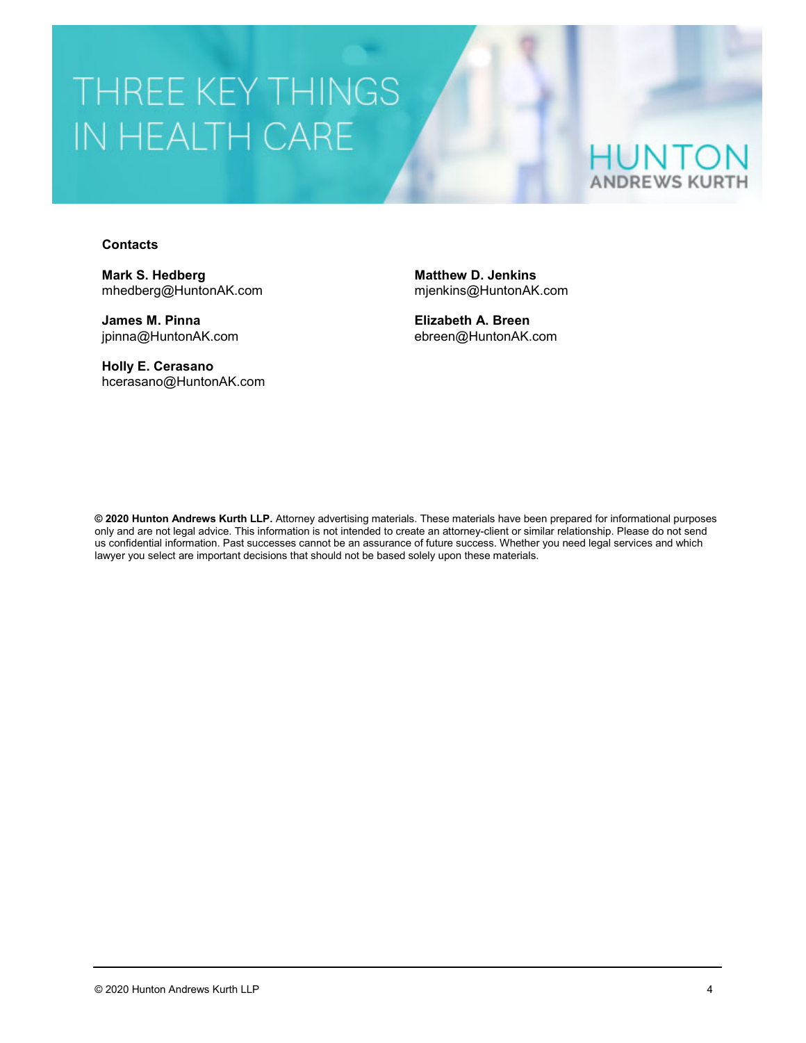# THREE KEY THINGS IN HEALTH CARE

HUNTON ANDREWS KURTH

**Contacts**

**Mark S. Hedberg**
mhedberg@HuntonAK.com

**James M. Pinna**
jpinna@HuntonAK.com

**Holly E. Cerasano**
hcerasano@HuntonAK.com

**Matthew D. Jenkins**
mjenkins@HuntonAK.com

**Elizabeth A. Breen**
ebreen@HuntonAK.com

**© 2020 Hunton Andrews Kurth LLP.** Attorney advertising materials. These materials have been prepared for informational purposes only and are not legal advice. This information is not intended to create an attorney-client or similar relationship. Please do not send us confidential information. Past successes cannot be an assurance of future success. Whether you need legal services and which lawyer you select are important decisions that should not be based solely upon these materials.